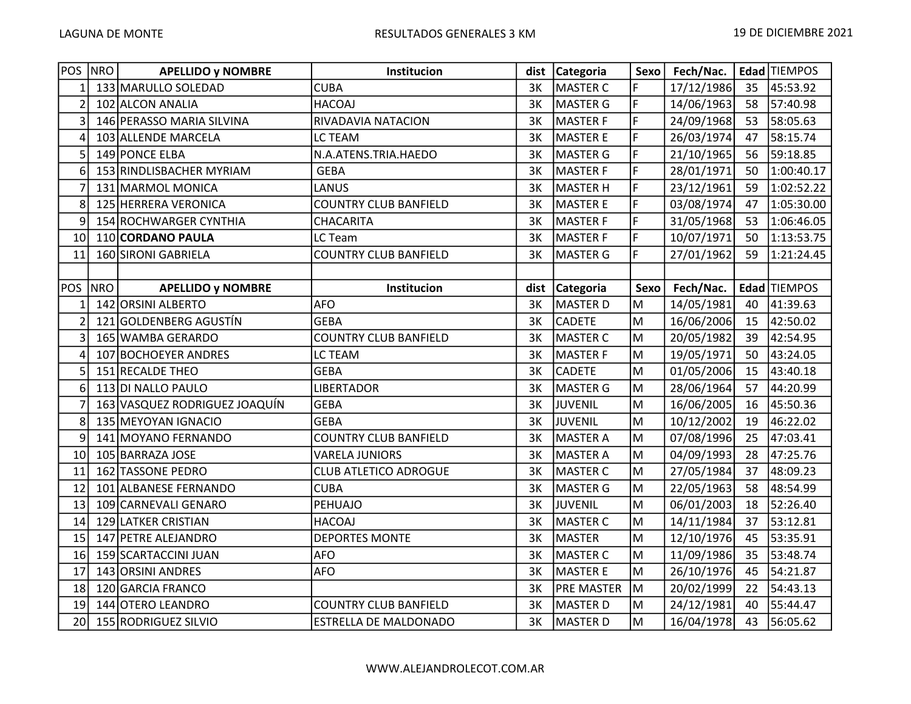LAGUNA DE MONTE

RESULTADOS GENERALES 3 KM

19 DE DICIEMBRE 2021

| POS | NRO | APELLIDO y NOMBRE | Institucion | dist | Categoria | Sexo | Fech/Nac. | Edad | TIEMPOS |
|---|---|---|---|---|---|---|---|---|---|
| 1 | 133 | MARULLO SOLEDAD | CUBA | 3K | MASTER C | F | 17/12/1986 | 35 | 45:53.92 |
| 2 | 102 | ALCON ANALIA | HACOAJ | 3K | MASTER G | F | 14/06/1963 | 58 | 57:40.98 |
| 3 | 146 | PERASSO MARIA SILVINA | RIVADAVIA NATACION | 3K | MASTER F | F | 24/09/1968 | 53 | 58:05.63 |
| 4 | 103 | ALLENDE MARCELA | LC TEAM | 3K | MASTER E | F | 26/03/1974 | 47 | 58:15.74 |
| 5 | 149 | PONCE ELBA | N.A.ATENS.TRIA.HAEDO | 3K | MASTER G | F | 21/10/1965 | 56 | 59:18.85 |
| 6 | 153 | RINDLISBACHER MYRIAM | GEBA | 3K | MASTER F | F | 28/01/1971 | 50 | 1:00:40.17 |
| 7 | 131 | MARMOL MONICA | LANUS | 3K | MASTER H | F | 23/12/1961 | 59 | 1:02:52.22 |
| 8 | 125 | HERRERA VERONICA | COUNTRY CLUB BANFIELD | 3K | MASTER E | F | 03/08/1974 | 47 | 1:05:30.00 |
| 9 | 154 | ROCHWARGER CYNTHIA | CHACARITA | 3K | MASTER F | F | 31/05/1968 | 53 | 1:06:46.05 |
| 10 | 110 | **CORDANO PAULA** | LC Team | 3K | MASTER F | F | 10/07/1971 | 50 | 1:13:53.75 |
| 11 | 160 | SIRONI GABRIELA | COUNTRY CLUB BANFIELD | 3K | MASTER G | F | 27/01/1962 | 59 | 1:21:24.45 |

| POS | NRO | APELLIDO y NOMBRE | Institucion | dist | Categoria | Sexo | Fech/Nac. | Edad | TIEMPOS |
|---|---|---|---|---|---|---|---|---|---|
| 1 | 142 | ORSINI ALBERTO | AFO | 3K | MASTER D | M | 14/05/1981 | 40 | 41:39.63 |
| 2 | 121 | GOLDENBERG AGUSTÍN | GEBA | 3K | CADETE | M | 16/06/2006 | 15 | 42:50.02 |
| 3 | 165 | WAMBA GERARDO | COUNTRY CLUB BANFIELD | 3K | MASTER C | M | 20/05/1982 | 39 | 42:54.95 |
| 4 | 107 | BOCHOEYER ANDRES | LC TEAM | 3K | MASTER F | M | 19/05/1971 | 50 | 43:24.05 |
| 5 | 151 | RECALDE THEO | GEBA | 3K | CADETE | M | 01/05/2006 | 15 | 43:40.18 |
| 6 | 113 | DI NALLO PAULO | LIBERTADOR | 3K | MASTER G | M | 28/06/1964 | 57 | 44:20.99 |
| 7 | 163 | VASQUEZ RODRIGUEZ JOAQUÍN | GEBA | 3K | JUVENIL | M | 16/06/2005 | 16 | 45:50.36 |
| 8 | 135 | MEYOYAN IGNACIO | GEBA | 3K | JUVENIL | M | 10/12/2002 | 19 | 46:22.02 |
| 9 | 141 | MOYANO FERNANDO | COUNTRY CLUB BANFIELD | 3K | MASTER A | M | 07/08/1996 | 25 | 47:03.41 |
| 10 | 105 | BARRAZA JOSE | VARELA JUNIORS | 3K | MASTER A | M | 04/09/1993 | 28 | 47:25.76 |
| 11 | 162 | TASSONE PEDRO | CLUB ATLETICO ADROGUE | 3K | MASTER C | M | 27/05/1984 | 37 | 48:09.23 |
| 12 | 101 | ALBANESE FERNANDO | CUBA | 3K | MASTER G | M | 22/05/1963 | 58 | 48:54.99 |
| 13 | 109 | CARNEVALI GENARO | PEHUAJO | 3K | JUVENIL | M | 06/01/2003 | 18 | 52:26.40 |
| 14 | 129 | LATKER CRISTIAN | HACOAJ | 3K | MASTER C | M | 14/11/1984 | 37 | 53:12.81 |
| 15 | 147 | PETRE ALEJANDRO | DEPORTES MONTE | 3K | MASTER | M | 12/10/1976 | 45 | 53:35.91 |
| 16 | 159 | SCARTACCINI JUAN | AFO | 3K | MASTER C | M | 11/09/1986 | 35 | 53:48.74 |
| 17 | 143 | ORSINI ANDRES | AFO | 3K | MASTER E | M | 26/10/1976 | 45 | 54:21.87 |
| 18 | 120 | GARCIA FRANCO | | 3K | PRE MASTER | M | 20/02/1999 | 22 | 54:43.13 |
| 19 | 144 | OTERO LEANDRO | COUNTRY CLUB BANFIELD | 3K | MASTER D | M | 24/12/1981 | 40 | 55:44.47 |
| 20 | 155 | RODRIGUEZ SILVIO | ESTRELLA DE MALDONADO | 3K | MASTER D | M | 16/04/1978 | 43 | 56:05.62 |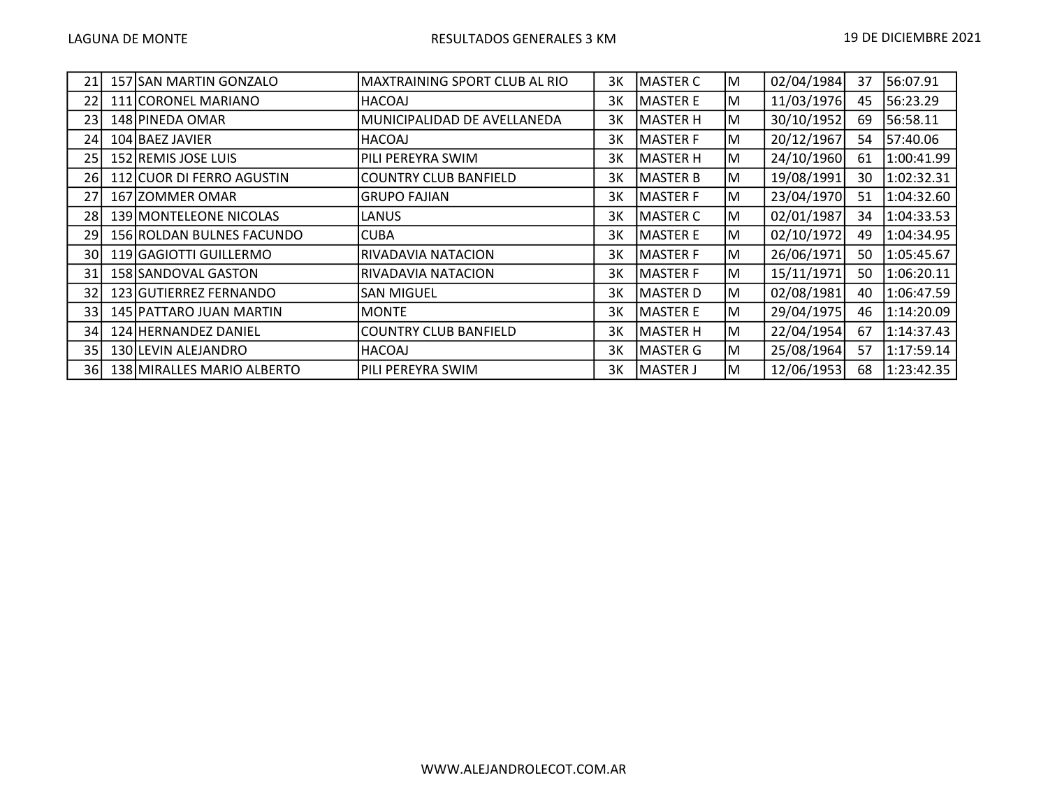| | | | | | | | | | |
|---|---|---|---|---|---|---|---|---|---|
| 21 | 157 | SAN MARTIN GONZALO | MAXTRAINING SPORT CLUB AL RIO | 3K | MASTER C | M | 02/04/1984 | 37 | 56:07.91 |
| 22 | 111 | CORONEL MARIANO | HACOAJ | 3K | MASTER E | M | 11/03/1976 | 45 | 56:23.29 |
| 23 | 148 | PINEDA OMAR | MUNICIPALIDAD DE AVELLANEDA | 3K | MASTER H | M | 30/10/1952 | 69 | 56:58.11 |
| 24 | 104 | BAEZ JAVIER | HACOAJ | 3K | MASTER F | M | 20/12/1967 | 54 | 57:40.06 |
| 25 | 152 | REMIS JOSE LUIS | PILI PEREYRA SWIM | 3K | MASTER H | M | 24/10/1960 | 61 | 1:00:41.99 |
| 26 | 112 | CUOR DI FERRO AGUSTIN | COUNTRY CLUB BANFIELD | 3K | MASTER B | M | 19/08/1991 | 30 | 1:02:32.31 |
| 27 | 167 | ZOMMER OMAR | GRUPO FAJIAN | 3K | MASTER F | M | 23/04/1970 | 51 | 1:04:32.60 |
| 28 | 139 | MONTELEONE NICOLAS | LANUS | 3K | MASTER C | M | 02/01/1987 | 34 | 1:04:33.53 |
| 29 | 156 | ROLDAN BULNES FACUNDO | CUBA | 3K | MASTER E | M | 02/10/1972 | 49 | 1:04:34.95 |
| 30 | 119 | GAGIOTTI GUILLERMO | RIVADAVIA NATACION | 3K | MASTER F | M | 26/06/1971 | 50 | 1:05:45.67 |
| 31 | 158 | SANDOVAL GASTON | RIVADAVIA NATACION | 3K | MASTER F | M | 15/11/1971 | 50 | 1:06:20.11 |
| 32 | 123 | GUTIERREZ FERNANDO | SAN MIGUEL | 3K | MASTER D | M | 02/08/1981 | 40 | 1:06:47.59 |
| 33 | 145 | PATTARO JUAN MARTIN | MONTE | 3K | MASTER E | M | 29/04/1975 | 46 | 1:14:20.09 |
| 34 | 124 | HERNANDEZ DANIEL | COUNTRY CLUB BANFIELD | 3K | MASTER H | M | 22/04/1954 | 67 | 1:14:37.43 |
| 35 | 130 | LEVIN ALEJANDRO | HACOAJ | 3K | MASTER G | M | 25/08/1964 | 57 | 1:17:59.14 |
| 36 | 138 | MIRALLES MARIO ALBERTO | PILI PEREYRA SWIM | 3K | MASTER J | M | 12/06/1953 | 68 | 1:23:42.35 |